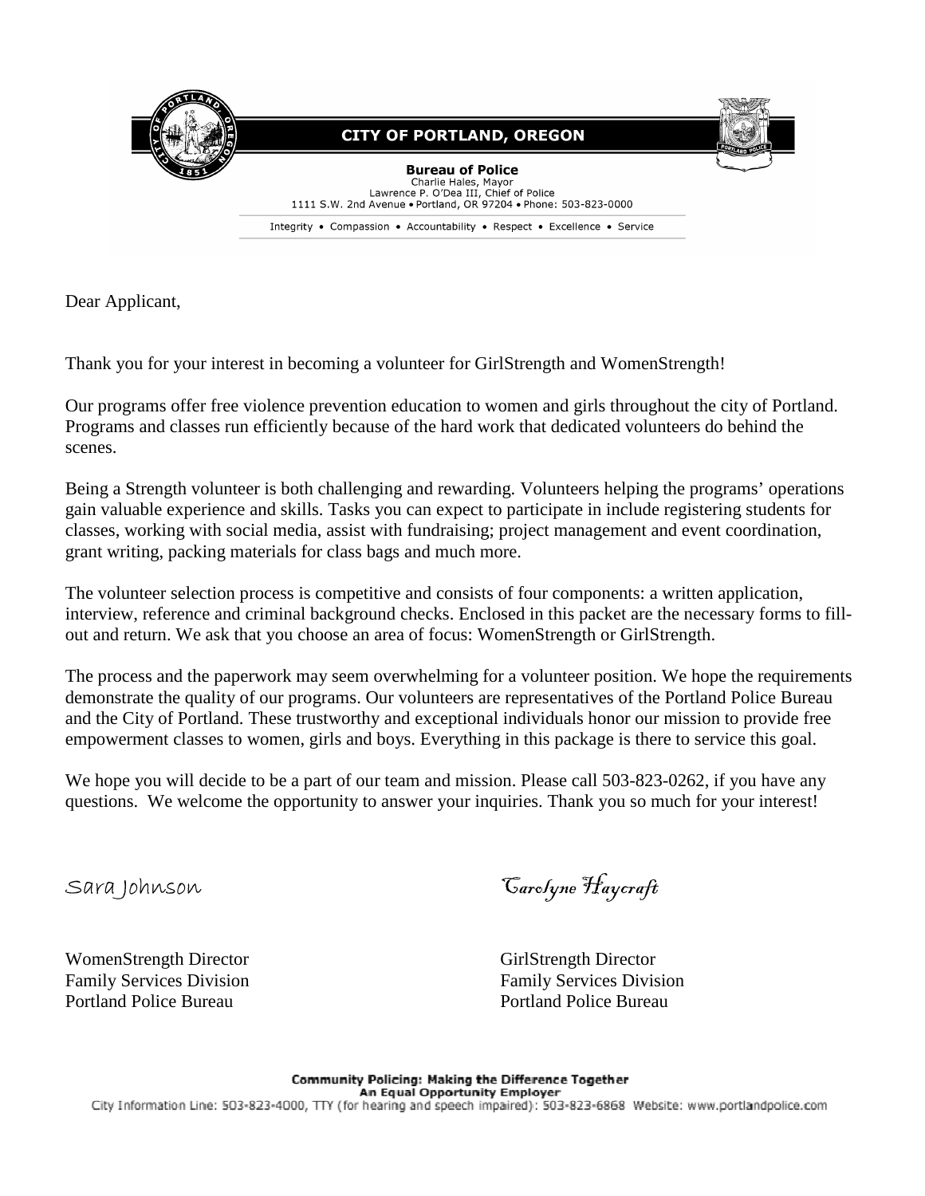**CITY OF PORTLAND, OREGON**

**Bureau of Police**
Charlie Hales, Mayor
Lawrence P. O'Dea III, Chief of Police
1111 S.W. 2nd Avenue • Portland, OR 97204 • Phone: 503-823-0000

Integrity • Compassion • Accountability • Respect • Excellence • Service

Dear Applicant,

Thank you for your interest in becoming a volunteer for GirlStrength and WomenStrength!

Our programs offer free violence prevention education to women and girls throughout the city of Portland. Programs and classes run efficiently because of the hard work that dedicated volunteers do behind the scenes.

Being a Strength volunteer is both challenging and rewarding. Volunteers helping the programs' operations gain valuable experience and skills. Tasks you can expect to participate in include registering students for classes, working with social media, assist with fundraising; project management and event coordination, grant writing, packing materials for class bags and much more.

The volunteer selection process is competitive and consists of four components: a written application, interview, reference and criminal background checks. Enclosed in this packet are the necessary forms to fill-out and return. We ask that you choose an area of focus: WomenStrength or GirlStrength.

The process and the paperwork may seem overwhelming for a volunteer position. We hope the requirements demonstrate the quality of our programs. Our volunteers are representatives of the Portland Police Bureau and the City of Portland. These trustworthy and exceptional individuals honor our mission to provide free empowerment classes to women, girls and boys. Everything in this package is there to service this goal.

We hope you will decide to be a part of our team and mission. Please call 503-823-0262, if you have any questions. We welcome the opportunity to answer your inquiries. Thank you so much for your interest!

Sara Johnson
WomenStrength Director
Family Services Division
Portland Police Bureau

Carolyne Haycraft
GirlStrength Director
Family Services Division
Portland Police Bureau

**Community Policing: Making the Difference Together**
**An Equal Opportunity Employer**
City Information Line: 503-823-4000, TTY (for hearing and speech impaired): 503-823-6868 Website: www.portlandpolice.com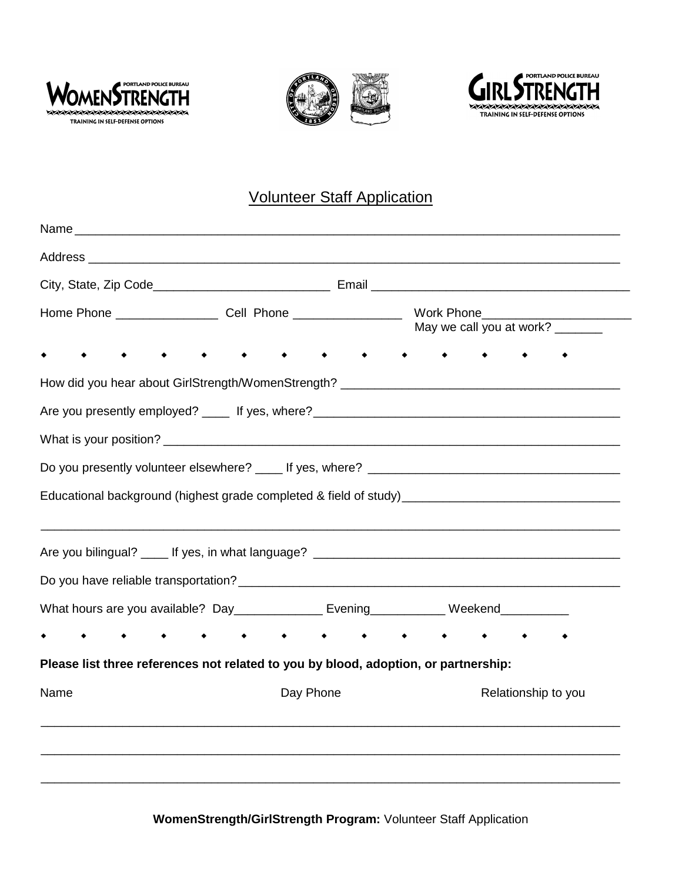WomenStrength — Portland Police Bureau — Training in Self-Defense Options

GirlStrength — Portland Police Bureau — Training in Self-Defense Options

## Volunteer Staff Application

Name ___________________________________________________________________________

Address _________________________________________________________________________

City, State, Zip Code__________________________ Email ______________________________________

Home Phone _______________ Cell Phone ________________ Work Phone_____________________

May we call you at work? _______

◆ ◆ ◆ ◆ ◆ ◆ ◆ ◆ ◆ ◆ ◆ ◆ ◆ ◆

How did you hear about GirlStrength/WomenStrength? _________________________________________

Are you presently employed? ____ If yes, where?______________________________________________

What is your position? ___________________________________________________________________

Do you presently volunteer elsewhere? ____ If yes, where? _____________________________________

Educational background (highest grade completed & field of study)_______________________________

_______________________________________________________________________________________

Are you bilingual? ____ If yes, in what language? _____________________________________________

Do you have reliable transportation?________________________________________________________

What hours are you available? Day_____________ Evening___________ Weekend__________

◆ ◆ ◆ ◆ ◆ ◆ ◆ ◆ ◆ ◆ ◆ ◆ ◆ ◆

**Please list three references not related to you by blood, adoption, or partnership:**

| Name | Day Phone | Relationship to you |
| --- | --- | --- |
| | | |
| | | |
| | | |

**WomenStrength/GirlStrength Program:** Volunteer Staff Application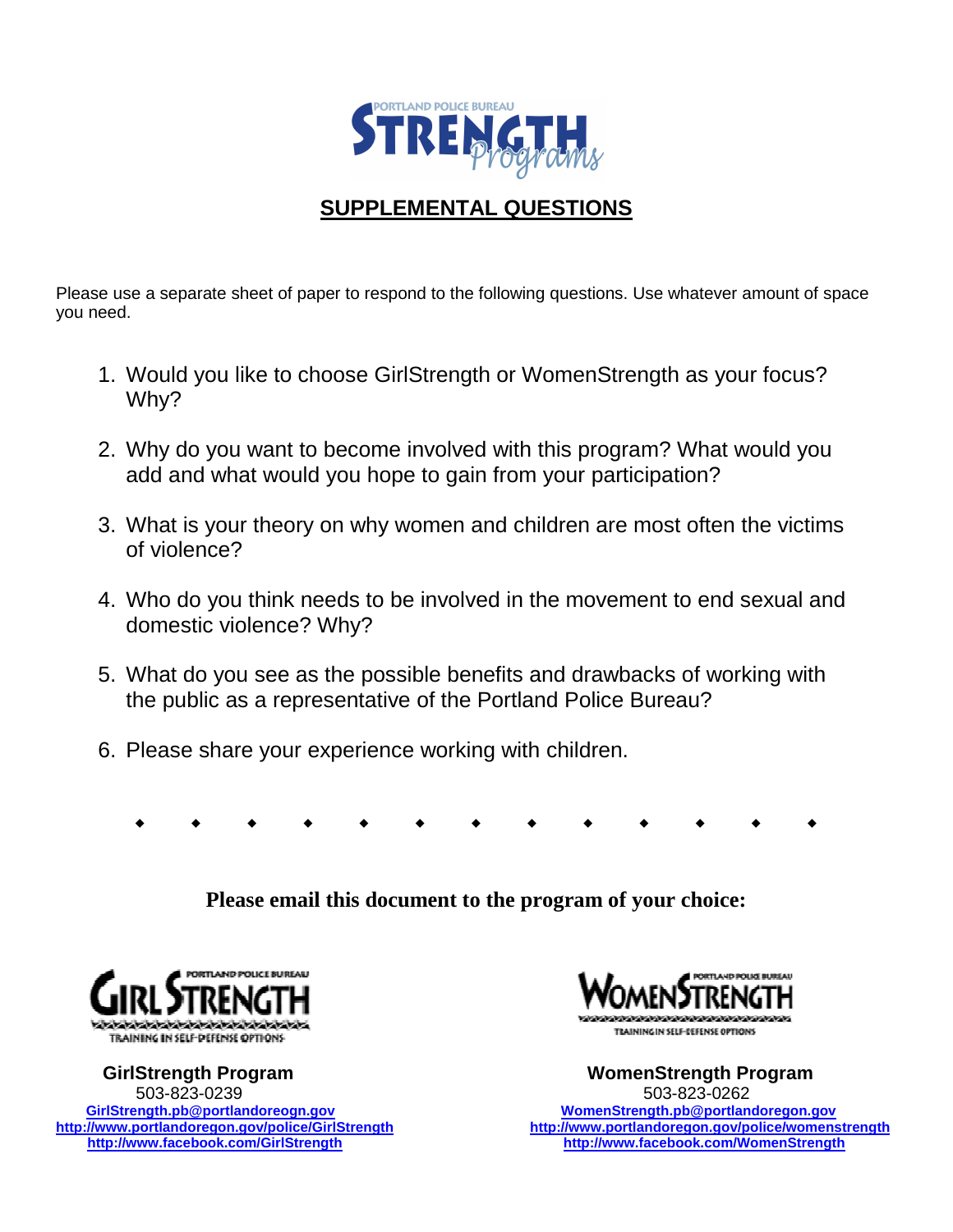PORTLAND POLICE BUREAU STRENGTH Programs

## SUPPLEMENTAL QUESTIONS

Please use a separate sheet of paper to respond to the following questions. Use whatever amount of space you need.

1. Would you like to choose GirlStrength or WomenStrength as your focus? Why?
2. Why do you want to become involved with this program? What would you add and what would you hope to gain from your participation?
3. What is your theory on why women and children are most often the victims of violence?
4. Who do you think needs to be involved in the movement to end sexual and domestic violence? Why?
5. What do you see as the possible benefits and drawbacks of working with the public as a representative of the Portland Police Bureau?
6. Please share your experience working with children.

◆ ◆ ◆ ◆ ◆ ◆ ◆ ◆ ◆ ◆ ◆ ◆ ◆

**Please email this document to the program of your choice:**

PORTLAND POLICE BUREAU GIRLSTRENGTH
TRAINING IN SELF-DEFENSE OPTIONS

**GirlStrength Program**
503-823-0239
GirlStrength.pb@portlandoreogn.gov
http://www.portlandoregon.gov/police/GirlStrength
http://www.facebook.com/GirlStrength

PORTLAND POLICE BUREAU WOMENSTRENGTH
TRAINING IN SELF-DEFENSE OPTIONS

**WomenStrength Program**
503-823-0262
WomenStrength.pb@portlandoregon.gov
http://www.portlandoregon.gov/police/womenstrength
http://www.facebook.com/WomenStrength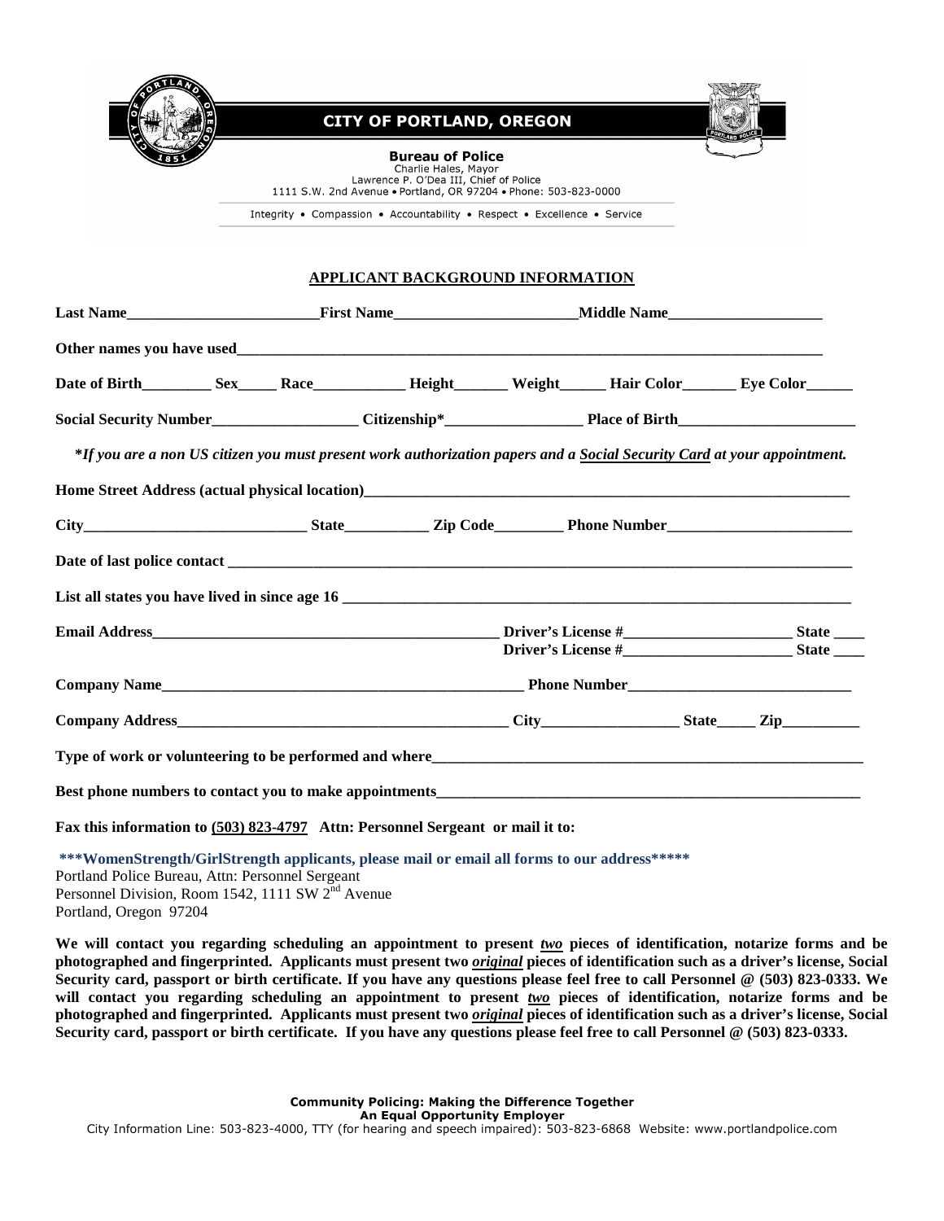**CITY OF PORTLAND, OREGON**

**Bureau of Police**
Charlie Hales, Mayor
Lawrence P. O'Dea III, Chief of Police
1111 S.W. 2nd Avenue • Portland, OR 97204 • Phone: 503-823-0000

Integrity • Compassion • Accountability • Respect • Excellence • Service

## APPLICANT BACKGROUND INFORMATION

**Last Name**_______________________**First Name**______________________**Middle Name**___________________

**Other names you have used**___________________________________________________________________________

**Date of Birth**________ **Sex**_____ **Race**___________ **Height**_______ **Weight**______ **Hair Color**_______ **Eye Color**______

**Social Security Number**__________________ **Citizenship***_________________ **Place of Birth**______________________

***If you are a non US citizen you must present work authorization papers and a Social Security Card at your appointment.***

**Home Street Address (actual physical location)**_____________________________________________________________

**City**____________________________ **State**__________ **Zip Code**________ **Phone Number**_______________________

**Date of last police contact** ________________________________________________________________________________

**List all states you have lived in since age 16** _________________________________________________________________

**Email Address**______________________________________________ **Driver's License #**_____________________ **State** ____
**Driver's License #**_____________________ **State** ____

**Company Name**_______________________________________________ **Phone Number**___________________________

**Company Address**_________________________________________ **City**_________________ **State**_____ **Zip**__________

**Type of work or volunteering to be performed and where**_____________________________________________________

**Best phone numbers to contact you to make appointments**____________________________________________________

**Fax this information to (503) 823-4797 Attn: Personnel Sergeant or mail it to:**

**\*\*\*WomenStrength/GirlStrength applicants, please mail or email all forms to our address\*\*\*\*\***
Portland Police Bureau, Attn: Personnel Sergeant
Personnel Division, Room 1542, 1111 SW 2nd Avenue
Portland, Oregon 97204

**We will contact you regarding scheduling an appointment to present *two* pieces of identification, notarize forms and be photographed and fingerprinted. Applicants must present two *original* pieces of identification such as a driver's license, Social Security card, passport or birth certificate. If you have any questions please feel free to call Personnel @ (503) 823-0333. We will contact you regarding scheduling an appointment to present *two* pieces of identification, notarize forms and be photographed and fingerprinted. Applicants must present two *original* pieces of identification such as a driver's license, Social Security card, passport or birth certificate. If you have any questions please feel free to call Personnel @ (503) 823-0333.**

**Community Policing: Making the Difference Together**
**An Equal Opportunity Employer**
City Information Line: 503-823-4000, TTY (for hearing and speech impaired): 503-823-6868 Website: www.portlandpolice.com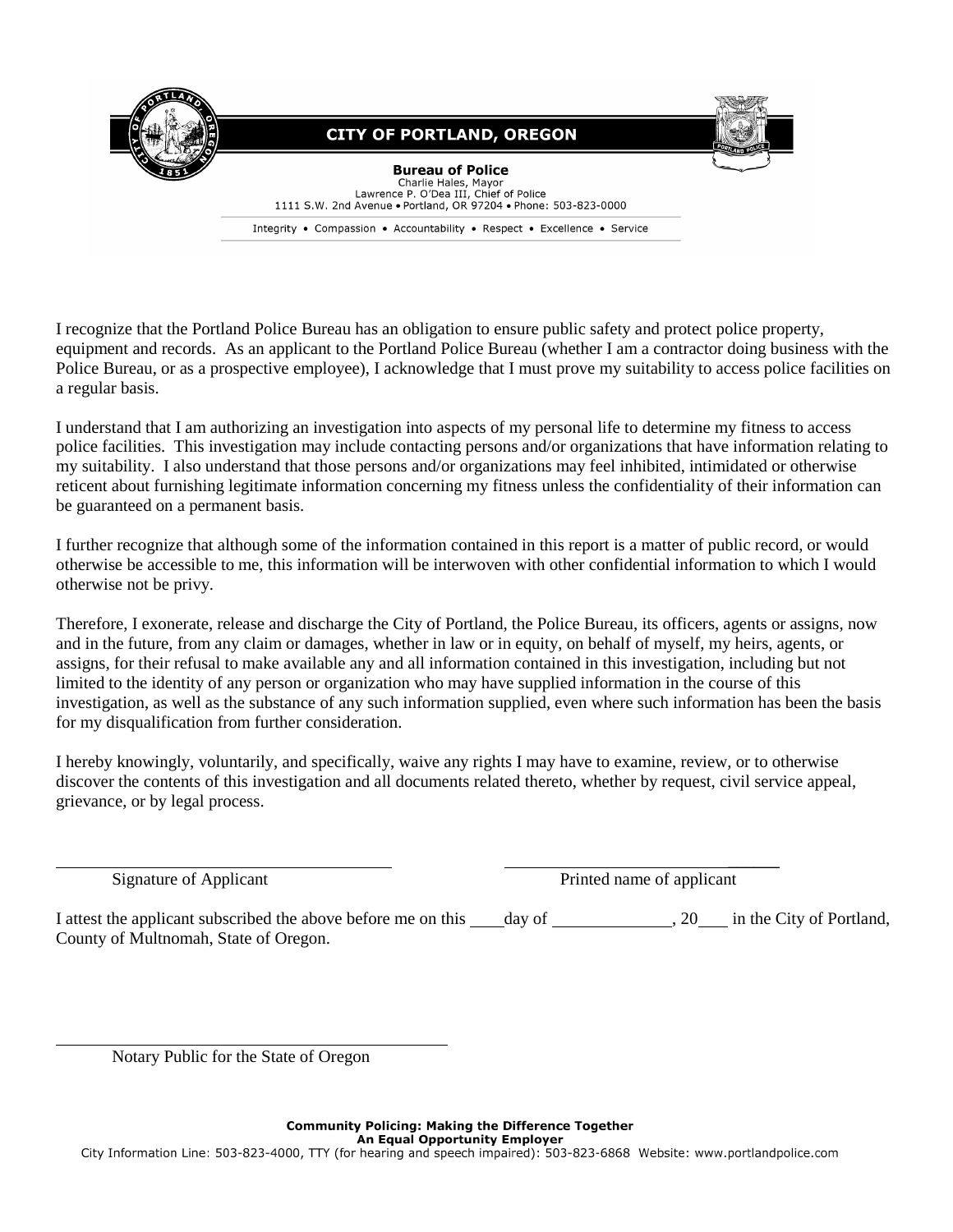**CITY OF PORTLAND, OREGON**

**Bureau of Police**
Charlie Hales, Mayor
Lawrence P. O'Dea III, Chief of Police
1111 S.W. 2nd Avenue • Portland, OR 97204 • Phone: 503-823-0000

Integrity • Compassion • Accountability • Respect • Excellence • Service

I recognize that the Portland Police Bureau has an obligation to ensure public safety and protect police property, equipment and records. As an applicant to the Portland Police Bureau (whether I am a contractor doing business with the Police Bureau, or as a prospective employee), I acknowledge that I must prove my suitability to access police facilities on a regular basis.

I understand that I am authorizing an investigation into aspects of my personal life to determine my fitness to access police facilities. This investigation may include contacting persons and/or organizations that have information relating to my suitability. I also understand that those persons and/or organizations may feel inhibited, intimidated or otherwise reticent about furnishing legitimate information concerning my fitness unless the confidentiality of their information can be guaranteed on a permanent basis.

I further recognize that although some of the information contained in this report is a matter of public record, or would otherwise be accessible to me, this information will be interwoven with other confidential information to which I would otherwise not be privy.

Therefore, I exonerate, release and discharge the City of Portland, the Police Bureau, its officers, agents or assigns, now and in the future, from any claim or damages, whether in law or in equity, on behalf of myself, my heirs, agents, or assigns, for their refusal to make available any and all information contained in this investigation, including but not limited to the identity of any person or organization who may have supplied information in the course of this investigation, as well as the substance of any such information supplied, even where such information has been the basis for my disqualification from further consideration.

I hereby knowingly, voluntarily, and specifically, waive any rights I may have to examine, review, or to otherwise discover the contents of this investigation and all documents related thereto, whether by request, civil service appeal, grievance, or by legal process.

\_\_\_\_\_\_\_\_\_\_\_\_\_\_\_\_\_\_\_\_\_\_\_\_\_\_\_\_\_\_\_\_\_\_\_\_ Signature of Applicant

\_\_\_\_\_\_\_\_\_\_\_\_\_\_\_\_\_\_\_\_\_\_\_\_\_\_\_\_\_\_\_\_\_\_\_\_ Printed name of applicant

I attest the applicant subscribed the above before me on this \_\_\_\_ day of \_\_\_\_\_\_\_\_\_\_\_\_\_\_, 20\_\_\_ in the City of Portland, County of Multnomah, State of Oregon.

\_\_\_\_\_\_\_\_\_\_\_\_\_\_\_\_\_\_\_\_\_\_\_\_\_\_\_\_\_\_\_\_\_\_\_\_ Notary Public for the State of Oregon

**Community Policing: Making the Difference Together**
**An Equal Opportunity Employer**
City Information Line: 503-823-4000, TTY (for hearing and speech impaired): 503-823-6868 Website: www.portlandpolice.com